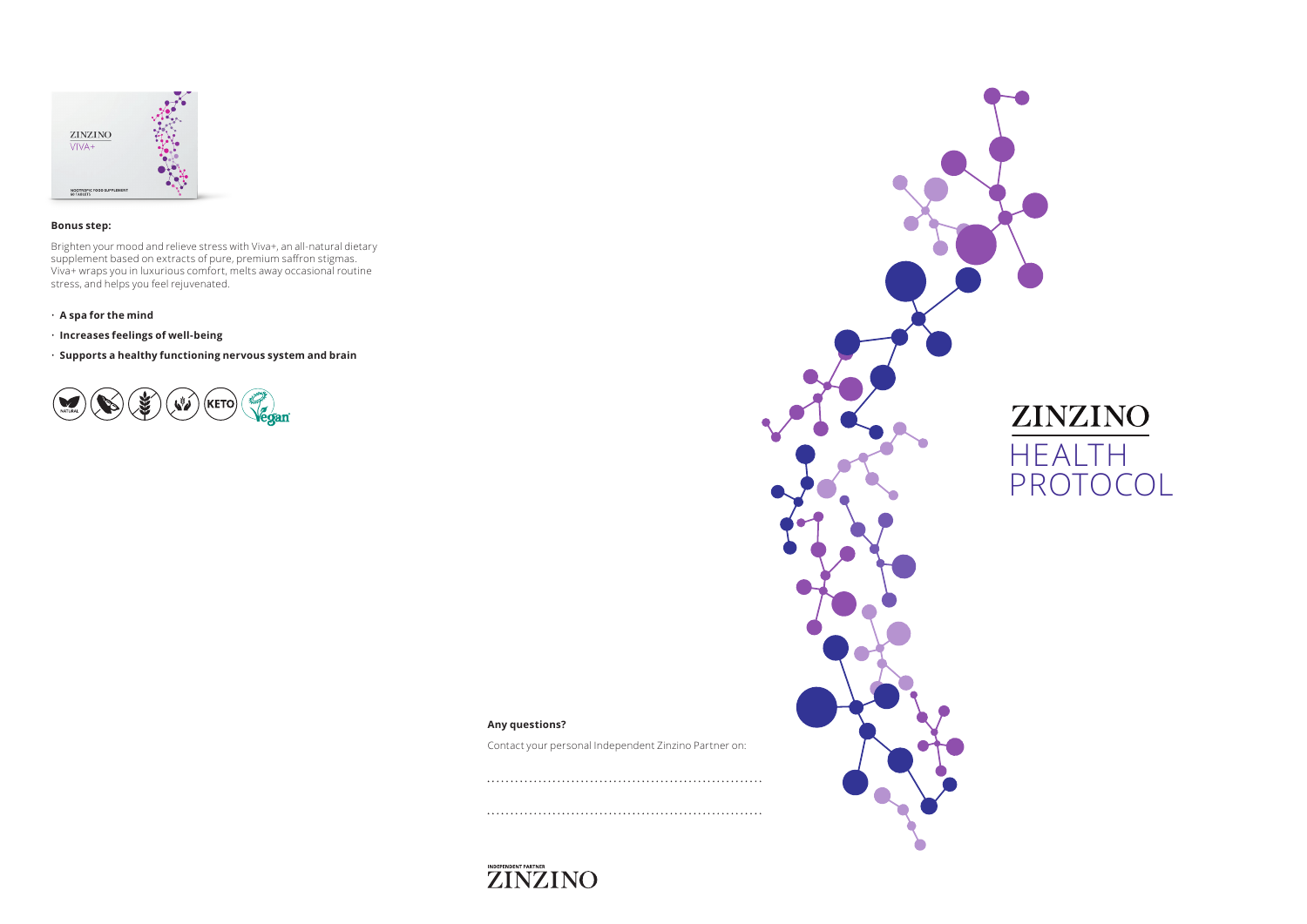**Bonus step:**

Brighten your mood and relieve stress with Viva+, an all-natural dietary supplement based on extracts of pure, premium saffron stigmas. Viva+ wraps you in luxurious comfort, melts away occasional routine stress, and helps you feel rejuvenated.

- **A spa for the mind**
- **Increases feelings of well-being**
- **Supports a healthy functioning nervous system and brain**

**Any questions?**

Contact your personal Independent Zinzino Partner on:

..........................................................

..........................................................

INDEPENDENT PARTNER
ZINZINO

# ZINZINO HEALTH PROTOCOL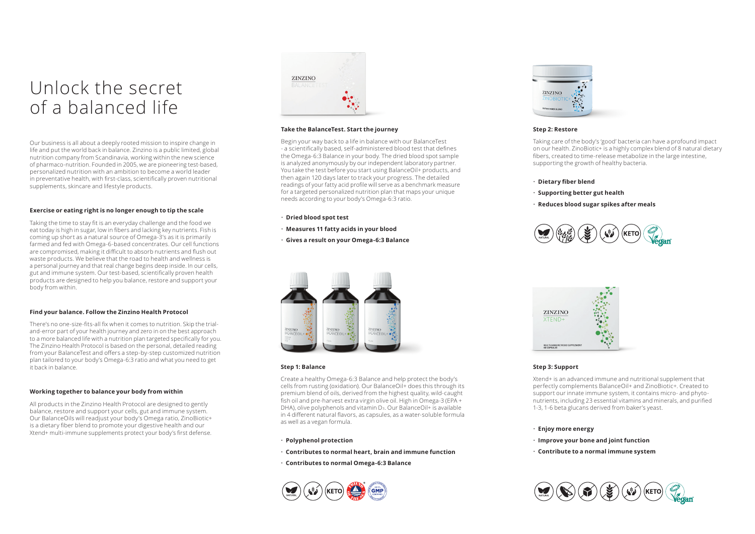# Unlock the secret of a balanced life

Our business is all about a deeply rooted mission to inspire change in life and put the world back in balance. Zinzino is a public limited, global nutrition company from Scandinavia, working within the new science of pharmaco-nutrition. Founded in 2005, we are pioneering test-based, personalized nutrition with an ambition to become a world leader in preventative health, with first-class, scientifically proven nutritional supplements, skincare and lifestyle products.

#### Exercise or eating right is no longer enough to tip the scale

Taking the time to stay fit is an everyday challenge and the food we eat today is high in sugar, low in fibers and lacking key nutrients. Fish is coming up short as a natural source of Omega-3's as it is primarily farmed and fed with Omega-6-based concentrates. Our cell functions are compromised, making it difficult to absorb nutrients and flush out waste products. We believe that the road to health and wellness is a personal journey and that real change begins deep inside. In our cells, gut and immune system. Our test-based, scientifically proven health products are designed to help you balance, restore and support your body from within.

#### Find your balance. Follow the Zinzino Health Protocol

There's no one-size-fits-all fix when it comes to nutrition. Skip the trial-and-error part of your health journey and zero in on the best approach to a more balanced life with a nutrition plan targeted specifically for you. The Zinzino Health Protocol is based on the personal, detailed reading from your BalanceTest and offers a step-by-step customized nutrition plan tailored to your body's Omega-6:3 ratio and what you need to get it back in balance.

#### Working together to balance your body from within

All products in the Zinzino Health Protocol are designed to gently balance, restore and support your cells, gut and immune system. Our BalanceOils will readjust your body's Omega ratio, ZinoBiotic+ is a dietary fiber blend to promote your digestive health and our Xtend+ multi-immune supplements protect your body's first defense.

ZINZINO
BALANCETEST

#### Take the BalanceTest. Start the journey

Begin your way back to a life in balance with our BalanceTest - a scientifically based, self-administered blood test that defines the Omega-6:3 Balance in your body. The dried blood spot sample is analyzed anonymously by our independent laboratory partner. You take the test before you start using BalanceOil+ products, and then again 120 days later to track your progress. The detailed readings of your fatty acid profile will serve as a benchmark measure for a targeted personalized nutrition plan that maps your unique needs according to your body's Omega-6:3 ratio.

- **Dried blood spot test**
- **Measures 11 fatty acids in your blood**
- **Gives a result on your Omega-6:3 Balance**

ZINZINO
BALANCEOIL+

#### Step 1: Balance

Create a healthy Omega-6:3 Balance and help protect the body's cells from rusting (oxidation). Our BalanceOil+ does this through its premium blend of oils, derived from the highest quality, wild-caught fish oil and pre-harvest extra virgin olive oil. High in Omega-3 (EPA + DHA), olive polyphenols and vitamin $D_3$. Our BalanceOil+ is available in 4 different natural flavors, as capsules, as a water-soluble formula as well as a vegan formula.

- **Polyphenol protection**
- **Contributes to normal heart, brain and immune function**
- **Contributes to normal Omega-6:3 Balance**

NATURAL KETO GMP

ZINZINO
ZINOBIOTIC+

#### Step 2: Restore

Taking care of the body's 'good' bacteria can have a profound impact on our health. ZinoBiotic+ is a highly complex blend of 8 natural dietary fibers, created to time-release metabolize in the large intestine, supporting the growth of healthy bacteria.

- **Dietary fiber blend**
- **Supporting better gut health**
- **Reduces blood sugar spikes after meals**

NATURAL KETO Vegan

ZINZINO
XTEND+
MULTIVITAMIN FOOD SUPPLEMENT
60 CAPSULES

#### Step 3: Support

Xtend+ is an advanced immune and nutritional supplement that perfectly complements BalanceOil+ and ZinoBiotic+. Created to support our innate immune system, it contains micro- and phyto-nutrients, including 23 essential vitamins and minerals, and purified 1-3, 1-6 beta glucans derived from baker's yeast.

- **Enjoy more energy**
- **Improve your bone and joint function**
- **Contribute to a normal immune system**

NATURAL KETO Vegan